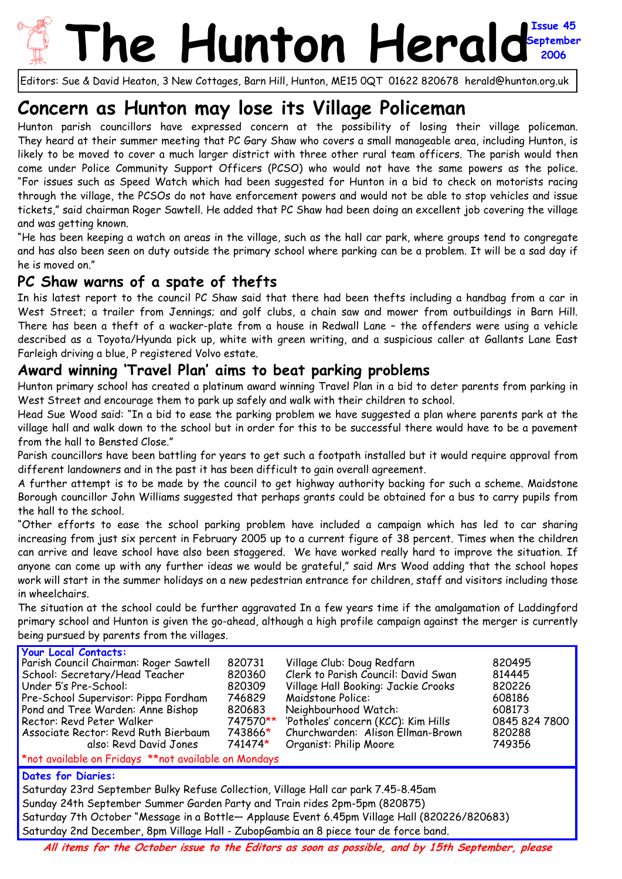# The Hunton Herald

Issue 45 September 2006

Editors: Sue & David Heaton, 3 New Cottages, Barn Hill, Hunton, ME15 0QT 01622 820678 herald@hunton.org.uk

## Concern as Hunton may lose its Village Policeman

Hunton parish councillors have expressed concern at the possibility of losing their village policeman. They heard at their summer meeting that PC Gary Shaw who covers a small manageable area, including Hunton, is likely to be moved to cover a much larger district with three other rural team officers. The parish would then come under Police Community Support Officers (PCSO) who would not have the same powers as the police. "For issues such as Speed Watch which had been suggested for Hunton in a bid to check on motorists racing through the village, the PCSOs do not have enforcement powers and would not be able to stop vehicles and issue tickets," said chairman Roger Sawtell. He added that PC Shaw had been doing an excellent job covering the village and was getting known.

"He has been keeping a watch on areas in the village, such as the hall car park, where groups tend to congregate and has also been seen on duty outside the primary school where parking can be a problem. It will be a sad day if he is moved on."

### PC Shaw warns of a spate of thefts

In his latest report to the council PC Shaw said that there had been thefts including a handbag from a car in West Street; a trailer from Jennings; and golf clubs, a chain saw and mower from outbuildings in Barn Hill. There has been a theft of a wacker-plate from a house in Redwall Lane – the offenders were using a vehicle described as a Toyota/Hyunda pick up, white with green writing, and a suspicious caller at Gallants Lane East Farleigh driving a blue, P registered Volvo estate.

### Award winning 'Travel Plan' aims to beat parking problems

Hunton primary school has created a platinum award winning Travel Plan in a bid to deter parents from parking in West Street and encourage them to park up safely and walk with their children to school.

Head Sue Wood said: "In a bid to ease the parking problem we have suggested a plan where parents park at the village hall and walk down to the school but in order for this to be successful there would have to be a pavement from the hall to Bensted Close."

Parish councillors have been battling for years to get such a footpath installed but it would require approval from different landowners and in the past it has been difficult to gain overall agreement.

A further attempt is to be made by the council to get highway authority backing for such a scheme. Maidstone Borough councillor John Williams suggested that perhaps grants could be obtained for a bus to carry pupils from the hall to the school.

"Other efforts to ease the school parking problem have included a campaign which has led to car sharing increasing from just six percent in February 2005 up to a current figure of 38 percent. Times when the children can arrive and leave school have also been staggered. We have worked really hard to improve the situation. If anyone can come up with any further ideas we would be grateful," said Mrs Wood adding that the school hopes work will start in the summer holidays on a new pedestrian entrance for children, staff and visitors including those in wheelchairs.

The situation at the school could be further aggravated In a few years time if the amalgamation of Laddingford primary school and Hunton is given the go-ahead, although a high profile campaign against the merger is currently being pursued by parents from the villages.

**Your Local Contacts:**

| | | | |
|---|---|---|---|
| Parish Council Chairman: Roger Sawtell | 820731 | Village Club: Doug Redfarn | 820495 |
| School: Secretary/Head Teacher | 820360 | Clerk to Parish Council: David Swan | 814445 |
| Under 5's Pre-School: | 820309 | Village Hall Booking: Jackie Crooks | 820226 |
| Pre-School Supervisor: Pippa Fordham | 746829 | Maidstone Police: | 608186 |
| Pond and Tree Warden: Anne Bishop | 820683 | Neighbourhood Watch: | 608173 |
| Rector: Revd Peter Walker | 747570** | 'Potholes' concern (KCC): Kim Hills | 0845 824 7800 |
| Associate Rector: Revd Ruth Bierbaum | 743866* | Churchwarden: Alison Ellman-Brown | 820288 |
| also: Revd David Jones | 741474* | Organist: Philip Moore | 749356 |

*not available on Fridays **not available on Mondays

**Dates for Diaries:**

Saturday 23rd September Bulky Refuse Collection, Village Hall car park 7.45-8.45am
Sunday 24th September Summer Garden Party and Train rides 2pm-5pm (820875)
Saturday 7th October "Message in a Bottle— Applause Event 6.45pm Village Hall (820226/820683)
Saturday 2nd December, 8pm Village Hall - ZubopGambia an 8 piece tour de force band.

***All items for the October issue to the Editors as soon as possible, and by 15th September, please***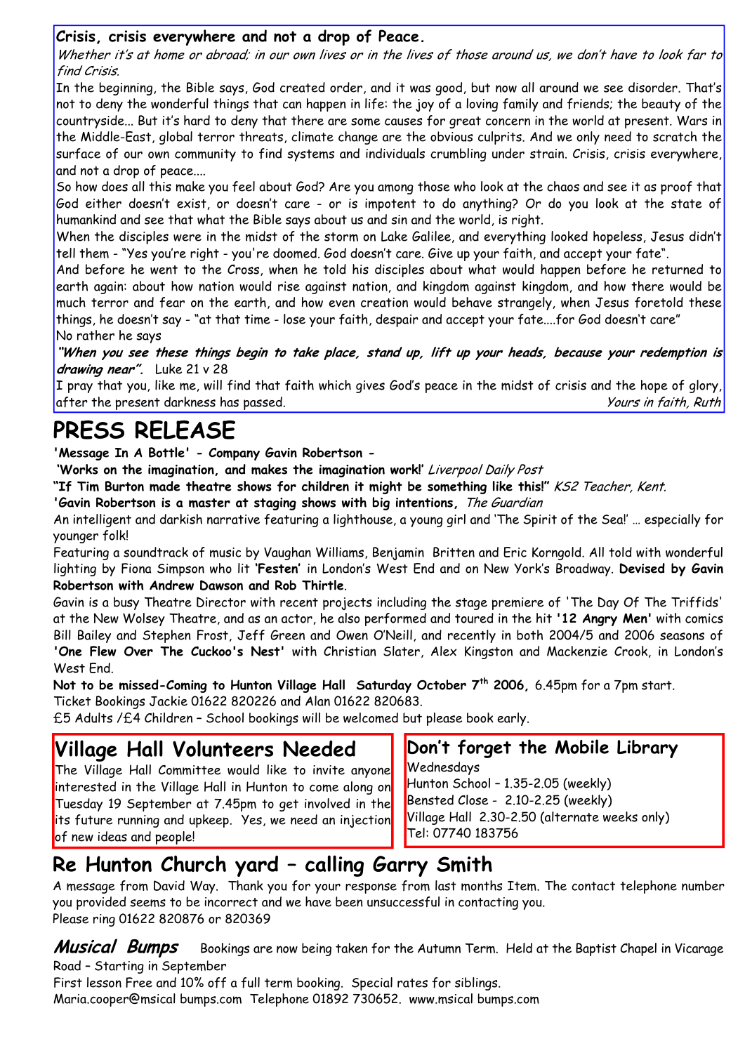## Crisis, crisis everywhere and not a drop of Peace.

*Whether it's at home or abroad; in our own lives or in the lives of those around us, we don't have to look far to find Crisis.*

In the beginning, the Bible says, God created order, and it was good, but now all around we see disorder. That's not to deny the wonderful things that can happen in life: the joy of a loving family and friends; the beauty of the countryside... But it's hard to deny that there are some causes for great concern in the world at present. Wars in the Middle-East, global terror threats, climate change are the obvious culprits. And we only need to scratch the surface of our own community to find systems and individuals crumbling under strain. Crisis, crisis everywhere, and not a drop of peace....

So how does all this make you feel about God? Are you among those who look at the chaos and see it as proof that God either doesn't exist, or doesn't care - or is impotent to do anything? Or do you look at the state of humankind and see that what the Bible says about us and sin and the world, is right.

When the disciples were in the midst of the storm on Lake Galilee, and everything looked hopeless, Jesus didn't tell them - "Yes you're right - you're doomed. God doesn't care. Give up your faith, and accept your fate".

And before he went to the Cross, when he told his disciples about what would happen before he returned to earth again: about how nation would rise against nation, and kingdom against kingdom, and how there would be much terror and fear on the earth, and how even creation would behave strangely, when Jesus foretold these things, he doesn't say - "at that time - lose your faith, despair and accept your fate....for God doesn't care"

No rather he says

***"When you see these things begin to take place, stand up, lift up your heads, because your redemption is drawing near".*** Luke 21 v 28

I pray that you, like me, will find that faith which gives God's peace in the midst of crisis and the hope of glory, after the present darkness has passed. *Yours in faith, Ruth*

# PRESS RELEASE

**'Message In A Bottle' - Company Gavin Robertson -**

**'Works on the imagination, and makes the imagination work!'** *Liverpool Daily Post*

**"If Tim Burton made theatre shows for children it might be something like this!"** *KS2 Teacher, Kent.*

**'Gavin Robertson is a master at staging shows with big intentions,** *The Guardian*

An intelligent and darkish narrative featuring a lighthouse, a young girl and 'The Spirit of the Sea!' … especially for younger folk!

Featuring a soundtrack of music by Vaughan Williams, Benjamin Britten and Eric Korngold. All told with wonderful lighting by Fiona Simpson who lit **'Festen'** in London's West End and on New York's Broadway. **Devised by Gavin Robertson with Andrew Dawson and Rob Thirtle**.

Gavin is a busy Theatre Director with recent projects including the stage premiere of 'The Day Of The Triffids' at the New Wolsey Theatre, and as an actor, he also performed and toured in the hit **'12 Angry Men'** with comics Bill Bailey and Stephen Frost, Jeff Green and Owen O'Neill, and recently in both 2004/5 and 2006 seasons of **'One Flew Over The Cuckoo's Nest'** with Christian Slater, Alex Kingston and Mackenzie Crook, in London's West End.

**Not to be missed-Coming to Hunton Village Hall Saturday October 7th 2006,** 6.45pm for a 7pm start.

Ticket Bookings Jackie 01622 820226 and Alan 01622 820683.

£5 Adults /£4 Children – School bookings will be welcomed but please book early.

## Village Hall Volunteers Needed

The Village Hall Committee would like to invite anyone interested in the Village Hall in Hunton to come along on Tuesday 19 September at 7.45pm to get involved in the its future running and upkeep. Yes, we need an injection of new ideas and people!

## Don't forget the Mobile Library

Wednesdays

Hunton School – 1.35-2.05 (weekly)

Bensted Close - 2.10-2.25 (weekly)

Village Hall 2.30-2.50 (alternate weeks only)

Tel: 07740 183756

## Re Hunton Church yard – calling Garry Smith

A message from David Way. Thank you for your response from last months Item. The contact telephone number you provided seems to be incorrect and we have been unsuccessful in contacting you.

Please ring 01622 820876 or 820369

***Musical Bumps*** Bookings are now being taken for the Autumn Term. Held at the Baptist Chapel in Vicarage Road – Starting in September

First lesson Free and 10% off a full term booking. Special rates for siblings.

Maria.cooper@msical bumps.com Telephone 01892 730652. www.msical bumps.com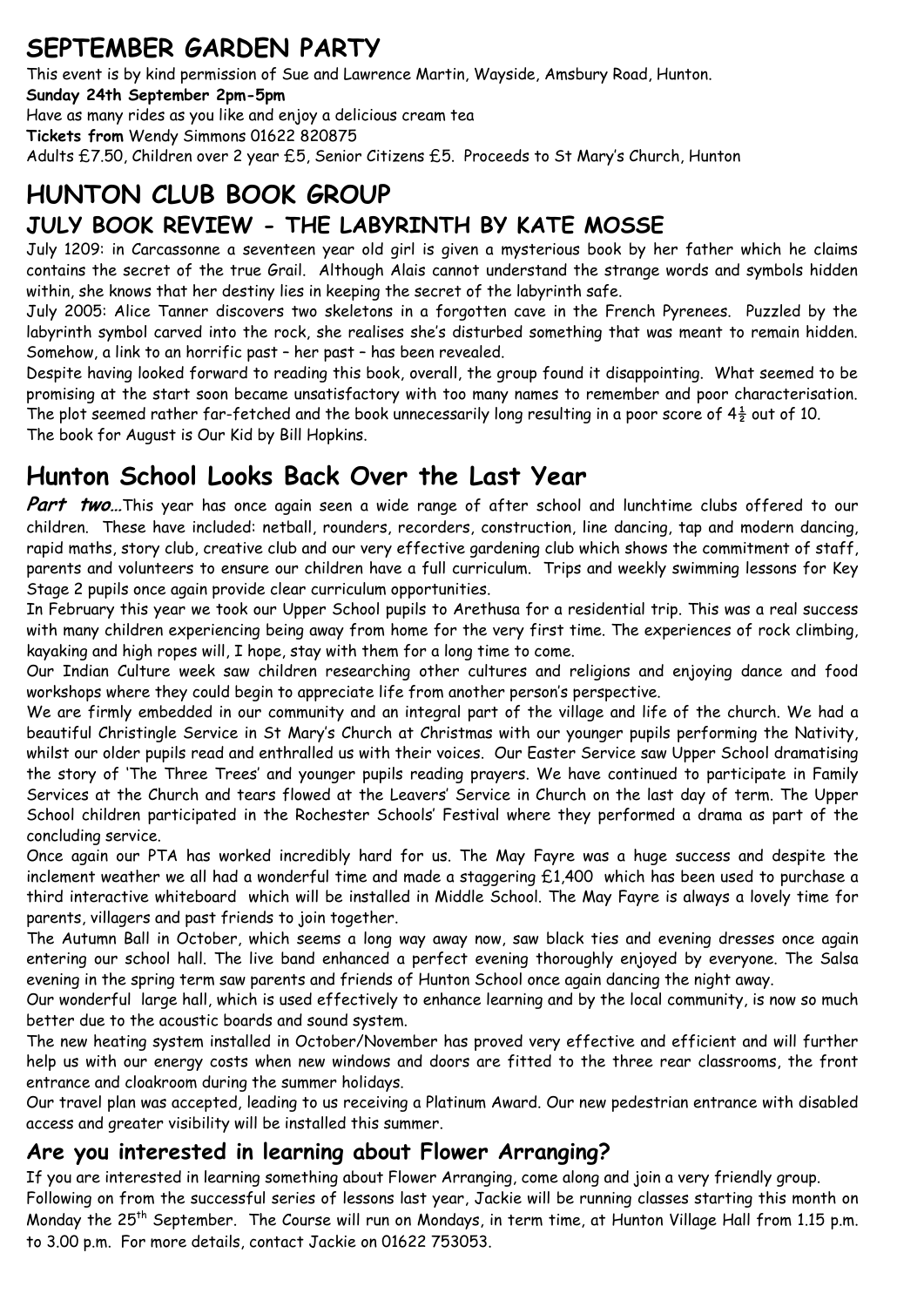# SEPTEMBER GARDEN PARTY

This event is by kind permission of Sue and Lawrence Martin, Wayside, Amsbury Road, Hunton.

**Sunday 24th September 2pm-5pm**

Have as many rides as you like and enjoy a delicious cream tea

**Tickets from** Wendy Simmons 01622 820875

Adults £7.50, Children over 2 year £5, Senior Citizens £5. Proceeds to St Mary's Church, Hunton

# HUNTON CLUB BOOK GROUP

## JULY BOOK REVIEW - THE LABYRINTH BY KATE MOSSE

July 1209: in Carcassonne a seventeen year old girl is given a mysterious book by her father which he claims contains the secret of the true Grail. Although Alais cannot understand the strange words and symbols hidden within, she knows that her destiny lies in keeping the secret of the labyrinth safe.

July 2005: Alice Tanner discovers two skeletons in a forgotten cave in the French Pyrenees. Puzzled by the labyrinth symbol carved into the rock, she realises she's disturbed something that was meant to remain hidden. Somehow, a link to an horrific past – her past – has been revealed.

Despite having looked forward to reading this book, overall, the group found it disappointing. What seemed to be promising at the start soon became unsatisfactory with too many names to remember and poor characterisation. The plot seemed rather far-fetched and the book unnecessarily long resulting in a poor score of 4½ out of 10.

The book for August is Our Kid by Bill Hopkins.

# Hunton School Looks Back Over the Last Year

***Part two…*** This year has once again seen a wide range of after school and lunchtime clubs offered to our children. These have included: netball, rounders, recorders, construction, line dancing, tap and modern dancing, rapid maths, story club, creative club and our very effective gardening club which shows the commitment of staff, parents and volunteers to ensure our children have a full curriculum. Trips and weekly swimming lessons for Key Stage 2 pupils once again provide clear curriculum opportunities.

In February this year we took our Upper School pupils to Arethusa for a residential trip. This was a real success with many children experiencing being away from home for the very first time. The experiences of rock climbing, kayaking and high ropes will, I hope, stay with them for a long time to come.

Our Indian Culture week saw children researching other cultures and religions and enjoying dance and food workshops where they could begin to appreciate life from another person's perspective.

We are firmly embedded in our community and an integral part of the village and life of the church. We had a beautiful Christingle Service in St Mary's Church at Christmas with our younger pupils performing the Nativity, whilst our older pupils read and enthralled us with their voices. Our Easter Service saw Upper School dramatising the story of 'The Three Trees' and younger pupils reading prayers. We have continued to participate in Family Services at the Church and tears flowed at the Leavers' Service in Church on the last day of term. The Upper School children participated in the Rochester Schools' Festival where they performed a drama as part of the concluding service.

Once again our PTA has worked incredibly hard for us. The May Fayre was a huge success and despite the inclement weather we all had a wonderful time and made a staggering £1,400 which has been used to purchase a third interactive whiteboard which will be installed in Middle School. The May Fayre is always a lovely time for parents, villagers and past friends to join together.

The Autumn Ball in October, which seems a long way away now, saw black ties and evening dresses once again entering our school hall. The live band enhanced a perfect evening thoroughly enjoyed by everyone. The Salsa evening in the spring term saw parents and friends of Hunton School once again dancing the night away.

Our wonderful large hall, which is used effectively to enhance learning and by the local community, is now so much better due to the acoustic boards and sound system.

The new heating system installed in October/November has proved very effective and efficient and will further help us with our energy costs when new windows and doors are fitted to the three rear classrooms, the front entrance and cloakroom during the summer holidays.

Our travel plan was accepted, leading to us receiving a Platinum Award. Our new pedestrian entrance with disabled access and greater visibility will be installed this summer.

## Are you interested in learning about Flower Arranging?

If you are interested in learning something about Flower Arranging, come along and join a very friendly group.

Following on from the successful series of lessons last year, Jackie will be running classes starting this month on Monday the 25th September. The Course will run on Mondays, in term time, at Hunton Village Hall from 1.15 p.m. to 3.00 p.m. For more details, contact Jackie on 01622 753053.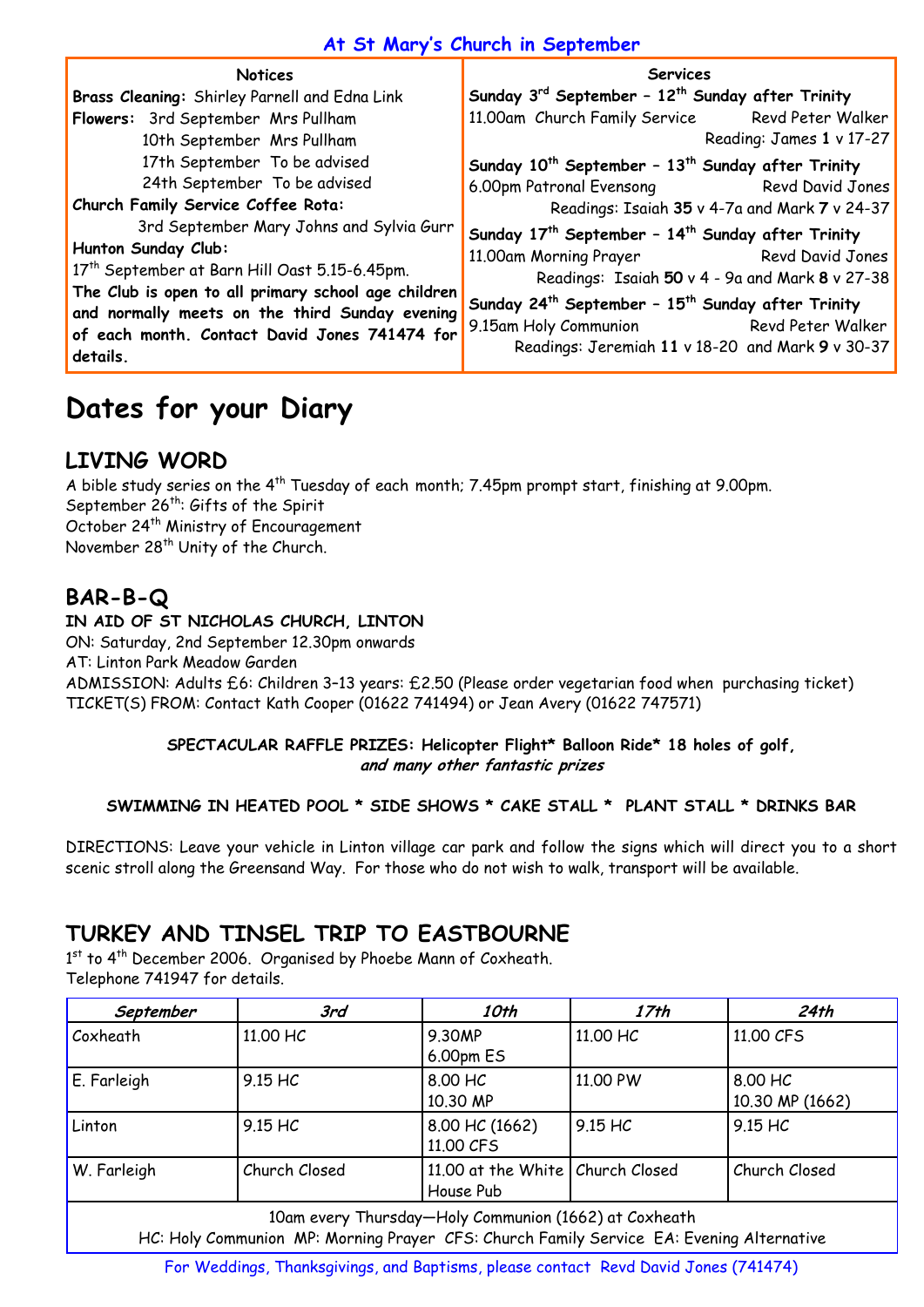## At St Mary's Church in September

| Notices | Services |
|---|---|
| **Brass Cleaning:** Shirley Parnell and Edna Link<br>**Flowers:** 3rd September Mrs Pullham<br>10th September Mrs Pullham<br>17th September To be advised<br>24th September To be advised<br>**Church Family Service Coffee Rota:**<br>3rd September Mary Johns and Sylvia Gurr<br>**Hunton Sunday Club:**<br>17th September at Barn Hill Oast 5.15-6.45pm.<br>**The Club is open to all primary school age children and normally meets on the third Sunday evening of each month. Contact David Jones 741474 for details.** | **Sunday 3rd September – 12th Sunday after Trinity**<br>11.00am Church Family Service Revd Peter Walker<br>Reading: James **1** v 17-27<br>**Sunday 10th September – 13th Sunday after Trinity**<br>6.00pm Patronal Evensong Revd David Jones<br>Readings: Isaiah **35** v 4-7a and Mark **7** v 24-37<br>**Sunday 17th September – 14th Sunday after Trinity**<br>11.00am Morning Prayer Revd David Jones<br>Readings: Isaiah **50** v 4 - 9a and Mark **8** v 27-38<br>**Sunday 24th September – 15th Sunday after Trinity**<br>9.15am Holy Communion Revd Peter Walker<br>Readings: Jeremiah **11** v 18-20 and Mark **9** v 30-37 |

# Dates for your Diary

## LIVING WORD

A bible study series on the 4th Tuesday of each month; 7.45pm prompt start, finishing at 9.00pm.
September 26th: Gifts of the Spirit
October 24th Ministry of Encouragement
November 28th Unity of the Church.

## BAR-B-Q

**IN AID OF ST NICHOLAS CHURCH, LINTON**
ON: Saturday, 2nd September 12.30pm onwards
AT: Linton Park Meadow Garden
ADMISSION: Adults £6: Children 3–13 years: £2.50 (Please order vegetarian food when purchasing ticket)
TICKET(S) FROM: Contact Kath Cooper (01622 741494) or Jean Avery (01622 747571)

**SPECTACULAR RAFFLE PRIZES: Helicopter Flight* Balloon Ride* 18 holes of golf,**
***and many other fantastic prizes***

**SWIMMING IN HEATED POOL * SIDE SHOWS * CAKE STALL * PLANT STALL * DRINKS BAR**

DIRECTIONS: Leave your vehicle in Linton village car park and follow the signs which will direct you to a short scenic stroll along the Greensand Way. For those who do not wish to walk, transport will be available.

## TURKEY AND TINSEL TRIP TO EASTBOURNE

1st to 4th December 2006. Organised by Phoebe Mann of Coxheath.
Telephone 741947 for details.

| *September* | *3rd* | *10th* | *17th* | *24th* |
|---|---|---|---|---|
| Coxheath | 11.00 HC | 9.30MP<br>6.00pm ES | 11.00 HC | 11.00 CFS |
| E. Farleigh | 9.15 HC | 8.00 HC<br>10.30 MP | 11.00 PW | 8.00 HC<br>10.30 MP (1662) |
| Linton | 9.15 HC | 8.00 HC (1662)<br>11.00 CFS | 9.15 HC | 9.15 HC |
| W. Farleigh | Church Closed | 11.00 at the White House Pub | Church Closed | Church Closed |

10am every Thursday—Holy Communion (1662) at Coxheath
HC: Holy Communion MP: Morning Prayer CFS: Church Family Service EA: Evening Alternative

For Weddings, Thanksgivings, and Baptisms, please contact Revd David Jones (741474)